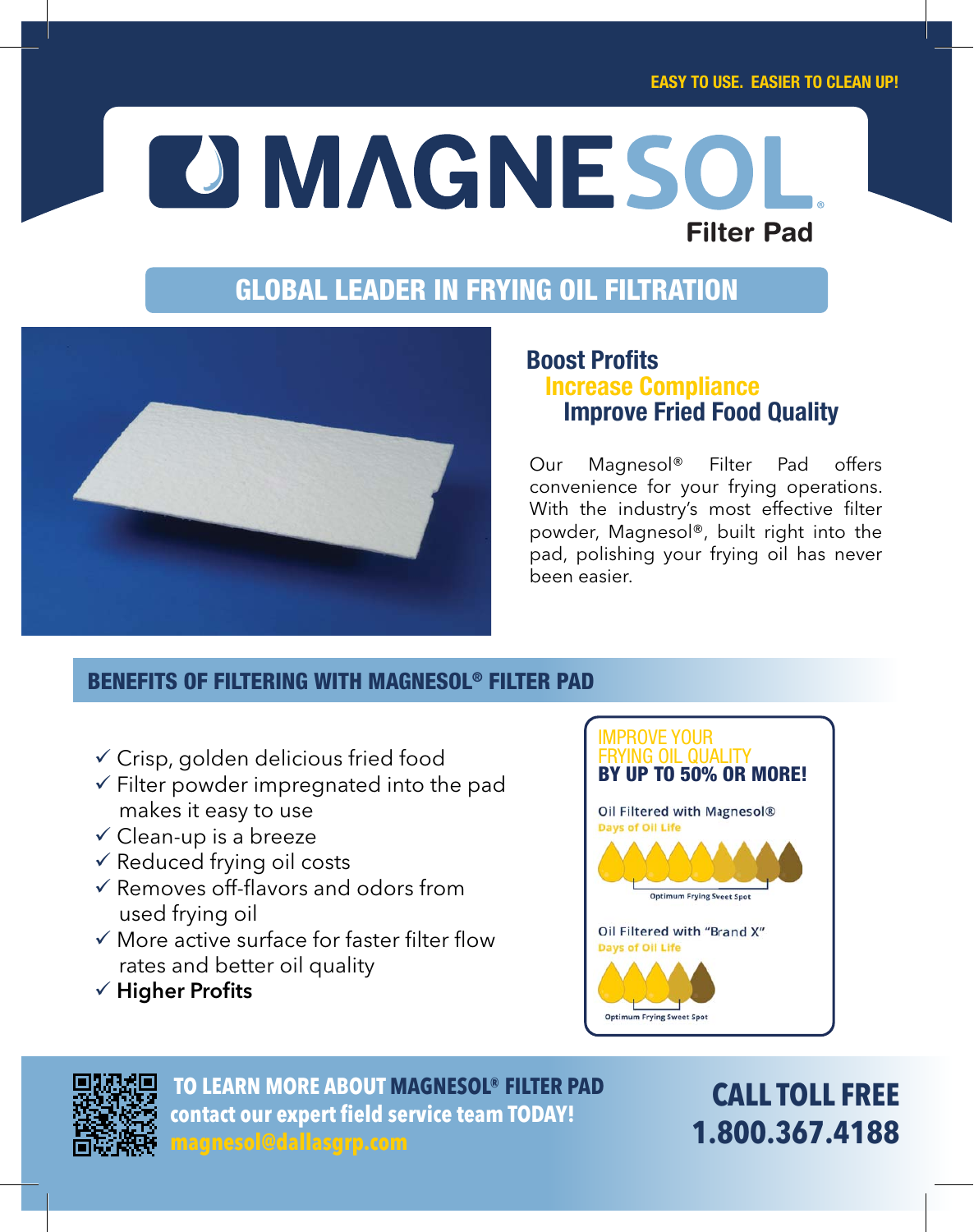EASY TO USE. EASIER TO CLEAN UP!

# MAGNESOL®

Filter Pad

## GLOBAL LEADER IN FRYING OIL FILTRATION

### Boost Profits
### Increase Compliance
### Improve Fried Food Quality

Our Magnesol® Filter Pad offers convenience for your frying operations. With the industry's most effective filter powder, Magnesol®, built right into the pad, polishing your frying oil has never been easier.

## BENEFITS OF FILTERING WITH MAGNESOL® FILTER PAD

- ✓ Crisp, golden delicious fried food
- ✓ Filter powder impregnated into the pad makes it easy to use
- ✓ Clean-up is a breeze
- ✓ Reduced frying oil costs
- ✓ Removes off-flavors and odors from used frying oil
- ✓ More active surface for faster filter flow rates and better oil quality
- ✓ **Higher Profits**

IMPROVE YOUR FRYING OIL QUALITY **BY UP TO 50% OR MORE!**

Oil Filtered with Magnesol®
Days of Oil Life

Optimum Frying Sweet Spot

Oil Filtered with "Brand X"
Days of Oil Life

Optimum Frying Sweet Spot

**TO LEARN MORE ABOUT MAGNESOL® FILTER PAD contact our expert field service team TODAY!**
magnesol@dallasgrp.com

**CALL TOLL FREE 1.800.367.4188**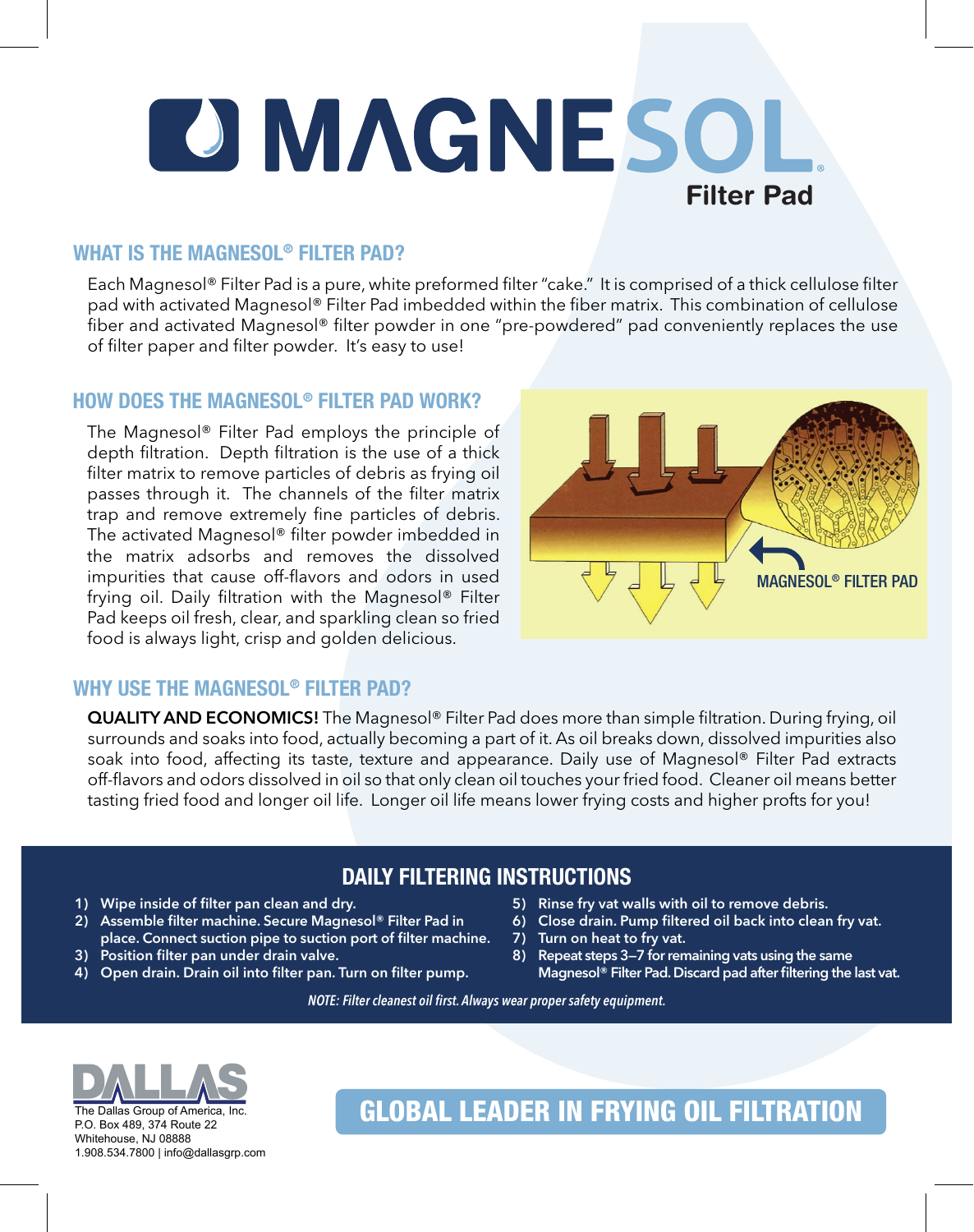# MAGNESOL® Filter Pad

## WHAT IS THE MAGNESOL® FILTER PAD?

Each Magnesol® Filter Pad is a pure, white preformed filter "cake." It is comprised of a thick cellulose filter pad with activated Magnesol® Filter Pad imbedded within the fiber matrix. This combination of cellulose fiber and activated Magnesol® filter powder in one "pre-powdered" pad conveniently replaces the use of filter paper and filter powder. It's easy to use!

## HOW DOES THE MAGNESOL® FILTER PAD WORK?

The Magnesol® Filter Pad employs the principle of depth filtration. Depth filtration is the use of a thick filter matrix to remove particles of debris as frying oil passes through it. The channels of the filter matrix trap and remove extremely fine particles of debris. The activated Magnesol® filter powder imbedded in the matrix adsorbs and removes the dissolved impurities that cause off-flavors and odors in used frying oil. Daily filtration with the Magnesol® Filter Pad keeps oil fresh, clear, and sparkling clean so fried food is always light, crisp and golden delicious.

MAGNESOL® FILTER PAD

## WHY USE THE MAGNESOL® FILTER PAD?

**QUALITY AND ECONOMICS!** The Magnesol® Filter Pad does more than simple filtration. During frying, oil surrounds and soaks into food, actually becoming a part of it. As oil breaks down, dissolved impurities also soak into food, affecting its taste, texture and appearance. Daily use of Magnesol® Filter Pad extracts off-flavors and odors dissolved in oil so that only clean oil touches your fried food. Cleaner oil means better tasting fried food and longer oil life. Longer oil life means lower frying costs and higher profts for you!

## DAILY FILTERING INSTRUCTIONS

1) Wipe inside of filter pan clean and dry.
2) Assemble filter machine. Secure Magnesol® Filter Pad in place. Connect suction pipe to suction port of filter machine.
3) Position filter pan under drain valve.
4) Open drain. Drain oil into filter pan. Turn on filter pump.
5) Rinse fry vat walls with oil to remove debris.
6) Close drain. Pump filtered oil back into clean fry vat.
7) Turn on heat to fry vat.
8) Repeat steps 3–7 for remaining vats using the same Magnesol® Filter Pad. Discard pad after filtering the last vat.

*NOTE: Filter cleanest oil first. Always wear proper safety equipment.*

DALLAS

The Dallas Group of America, Inc.
P.O. Box 489, 374 Route 22
Whitehouse, NJ 08888
1.908.534.7800 | info@dallasgrp.com

**GLOBAL LEADER IN FRYING OIL FILTRATION**